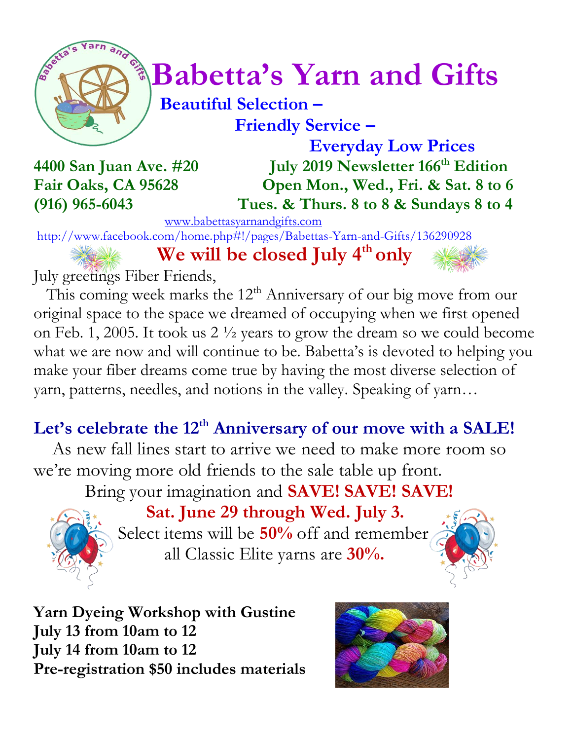# Babetta's Yarn and Gifts

**Beautiful Selection –**
**Friendly Service –**
**Everyday Low Prices**

**4400 San Juan Ave. #20**
**Fair Oaks, CA 95628**
**(916) 965-6043**

**July 2019 Newsletter 166th Edition**
**Open Mon., Wed., Fri. & Sat. 8 to 6**
**Tues. & Thurs. 8 to 8 & Sundays 8 to 4**

www.babettasyarnandgifts.com
http://www.facebook.com/home.php#!/pages/Babettas-Yarn-and-Gifts/136290928

## We will be closed July 4th only

July greetings Fiber Friends,

This coming week marks the 12th Anniversary of our big move from our original space to the space we dreamed of occupying when we first opened on Feb. 1, 2005. It took us 2 ½ years to grow the dream so we could become what we are now and will continue to be. Babetta's is devoted to helping you make your fiber dreams come true by having the most diverse selection of yarn, patterns, needles, and notions in the valley. Speaking of yarn…

## Let's celebrate the 12th Anniversary of our move with a SALE!

As new fall lines start to arrive we need to make more room so we're moving more old friends to the sale table up front.

Bring your imagination and **SAVE! SAVE! SAVE!**

**Sat. June 29 through Wed. July 3.**

Select items will be **50%** off and remember all Classic Elite yarns are **30%.**

**Yarn Dyeing Workshop with Gustine**
**July 13 from 10am to 12**
**July 14 from 10am to 12**
**Pre-registration $50 includes materials**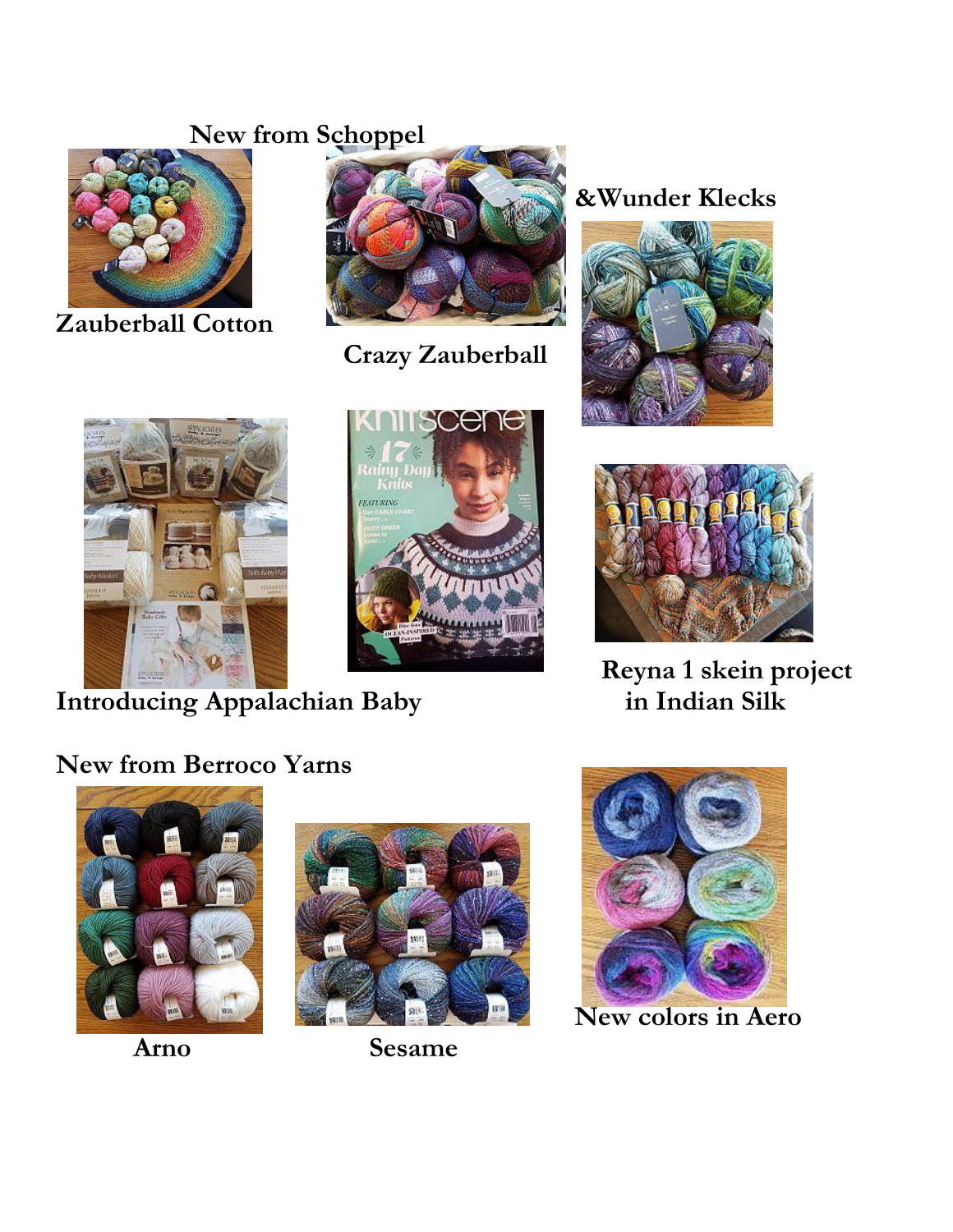New from Schoppel

Zauberball Cotton

Crazy Zauberball

&Wunder Klecks

Introducing Appalachian Baby

Reyna 1 skein project
in Indian Silk

New from Berroco Yarns

Arno

Sesame

New colors in Aero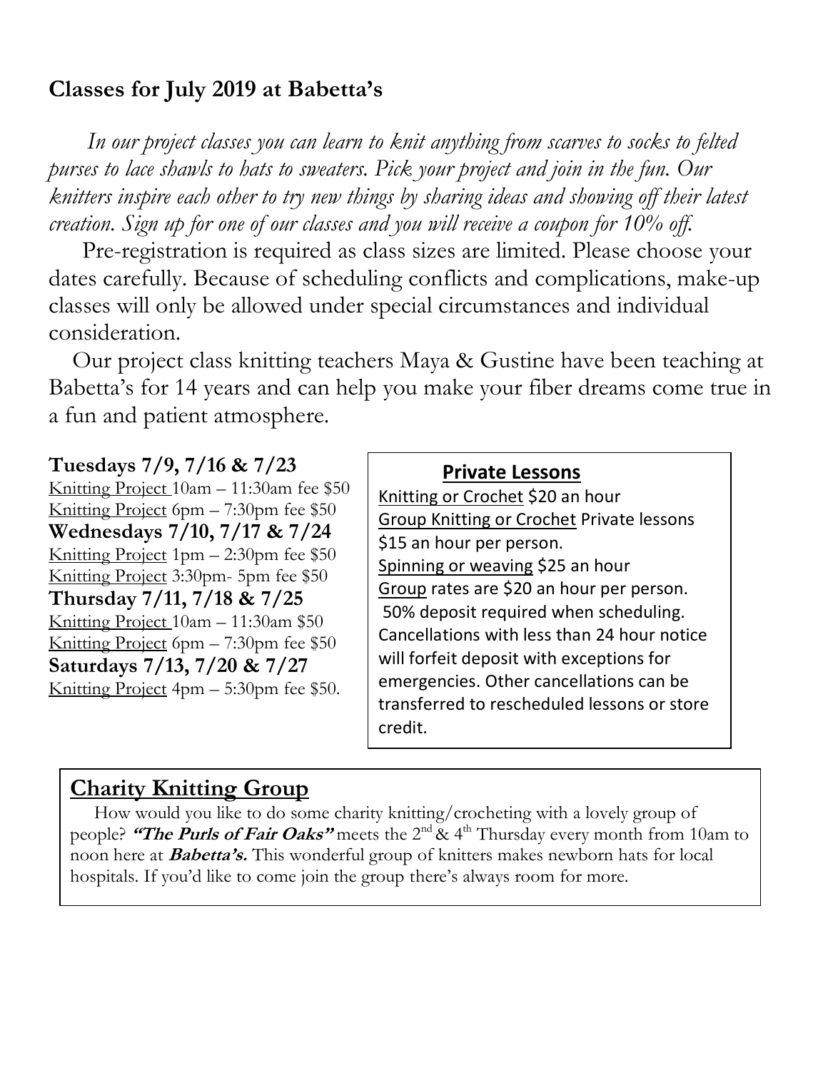## Classes for July 2019 at Babetta's

*In our project classes you can learn to knit anything from scarves to socks to felted purses to lace shawls to hats to sweaters. Pick your project and join in the fun. Our knitters inspire each other to try new things by sharing ideas and showing off their latest creation. Sign up for one of our classes and you will receive a coupon for 10% off.*

Pre-registration is required as class sizes are limited. Please choose your dates carefully. Because of scheduling conflicts and complications, make-up classes will only be allowed under special circumstances and individual consideration.

Our project class knitting teachers Maya & Gustine have been teaching at Babetta's for 14 years and can help you make your fiber dreams come true in a fun and patient atmosphere.

**Tuesdays 7/9, 7/16 & 7/23**
Knitting Project 10am – 11:30am fee $50
Knitting Project 6pm – 7:30pm fee $50

**Wednesdays 7/10, 7/17 & 7/24**
Knitting Project 1pm – 2:30pm fee $50
Knitting Project 3:30pm- 5pm fee $50

**Thursday 7/11, 7/18 & 7/25**
Knitting Project 10am – 11:30am $50
Knitting Project 6pm – 7:30pm fee $50

**Saturdays 7/13, 7/20 & 7/27**
Knitting Project 4pm – 5:30pm fee $50.

### Private Lessons

Knitting or Crochet $20 an hour
Group Knitting or Crochet Private lessons $15 an hour per person.
Spinning or weaving $25 an hour
Group rates are $20 an hour per person.
50% deposit required when scheduling. Cancellations with less than 24 hour notice will forfeit deposit with exceptions for emergencies. Other cancellations can be transferred to rescheduled lessons or store credit.

## Charity Knitting Group

How would you like to do some charity knitting/crocheting with a lovely group of people? ***"The Purls of Fair Oaks"*** meets the 2nd & 4th Thursday every month from 10am to noon here at ***Babetta's.*** This wonderful group of knitters makes newborn hats for local hospitals. If you'd like to come join the group there's always room for more.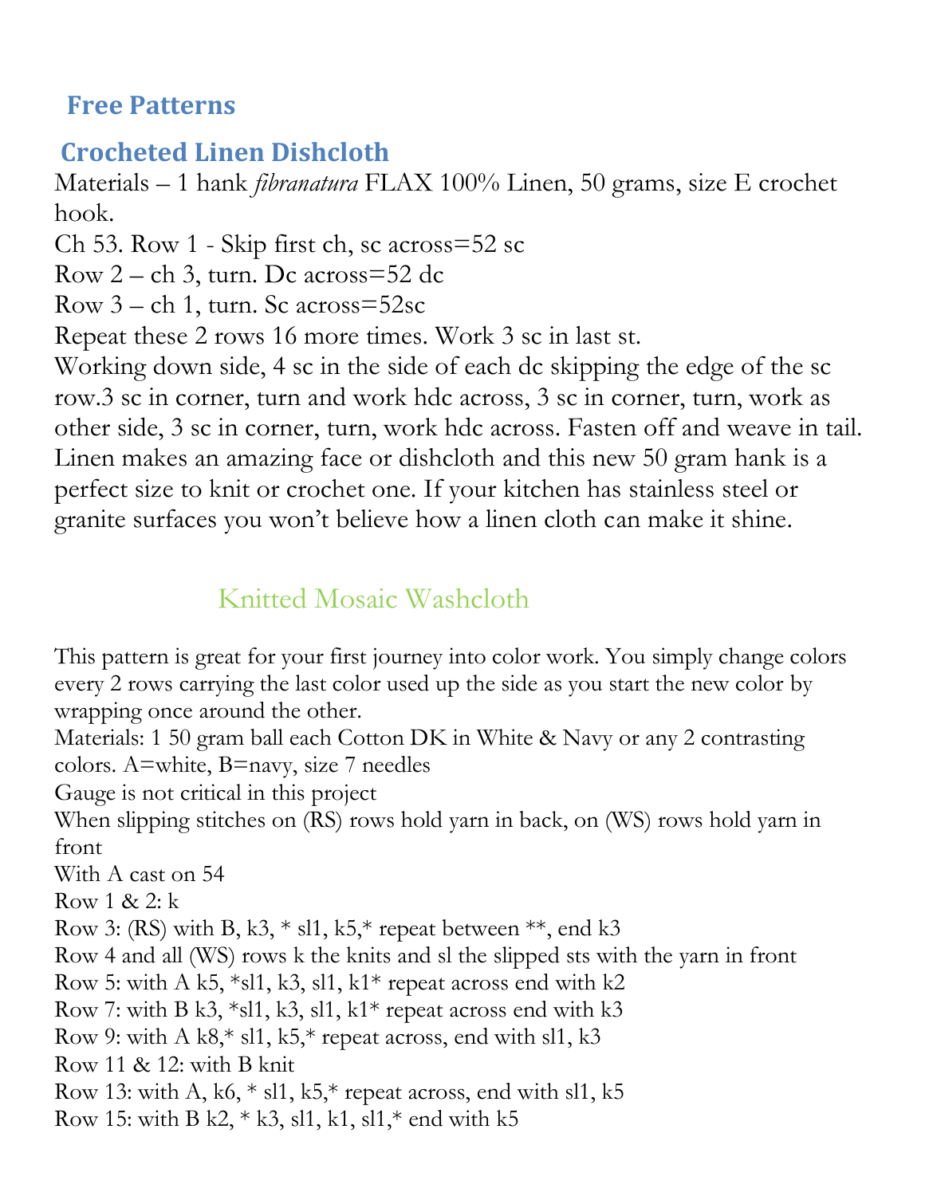## Free Patterns

## Crocheted Linen Dishcloth

Materials – 1 hank *fibranatura* FLAX 100% Linen, 50 grams, size E crochet hook.

Ch 53. Row 1 - Skip first ch, sc across=52 sc

Row 2 – ch 3, turn. Dc across=52 dc

Row 3 – ch 1, turn. Sc across=52sc

Repeat these 2 rows 16 more times. Work 3 sc in last st.

Working down side, 4 sc in the side of each dc skipping the edge of the sc row.3 sc in corner, turn and work hdc across, 3 sc in corner, turn, work as other side, 3 sc in corner, turn, work hdc across. Fasten off and weave in tail.

Linen makes an amazing face or dishcloth and this new 50 gram hank is a perfect size to knit or crochet one. If your kitchen has stainless steel or granite surfaces you won't believe how a linen cloth can make it shine.

## Knitted Mosaic Washcloth

This pattern is great for your first journey into color work. You simply change colors every 2 rows carrying the last color used up the side as you start the new color by wrapping once around the other.

Materials: 1 50 gram ball each Cotton DK in White & Navy or any 2 contrasting colors. A=white, B=navy, size 7 needles

Gauge is not critical in this project

When slipping stitches on (RS) rows hold yarn in back, on (WS) rows hold yarn in front

With A cast on 54

Row 1 & 2: k

Row 3: (RS) with B, k3, * sl1, k5,* repeat between **, end k3

Row 4 and all (WS) rows k the knits and sl the slipped sts with the yarn in front

Row 5: with A k5, *sl1, k3, sl1, k1* repeat across end with k2

Row 7: with B k3, *sl1, k3, sl1, k1* repeat across end with k3

Row 9: with A k8,* sl1, k5,* repeat across, end with sl1, k3

Row 11 & 12: with B knit

Row 13: with A, k6, * sl1, k5,* repeat across, end with sl1, k5

Row 15: with B k2, * k3, sl1, k1, sl1,* end with k5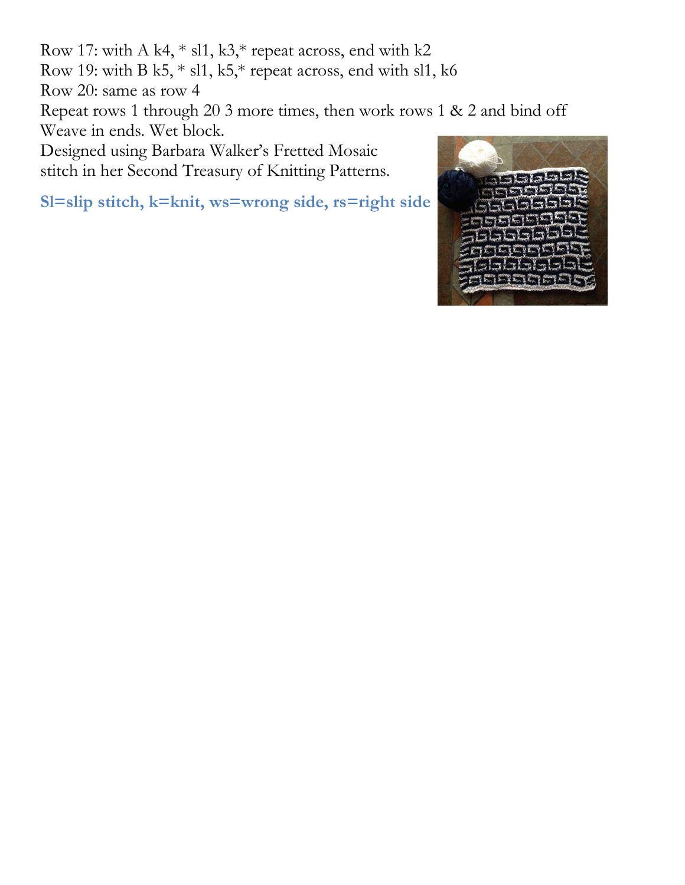Row 17: with A k4, * sl1, k3,* repeat across, end with k2
Row 19: with B k5, * sl1, k5,* repeat across, end with sl1, k6
Row 20: same as row 4
Repeat rows 1 through 20 3 more times, then work rows 1 & 2 and bind off
Weave in ends. Wet block.
Designed using Barbara Walker's Fretted Mosaic stitch in her Second Treasury of Knitting Patterns.

**Sl=slip stitch, k=knit, ws=wrong side, rs=right side**